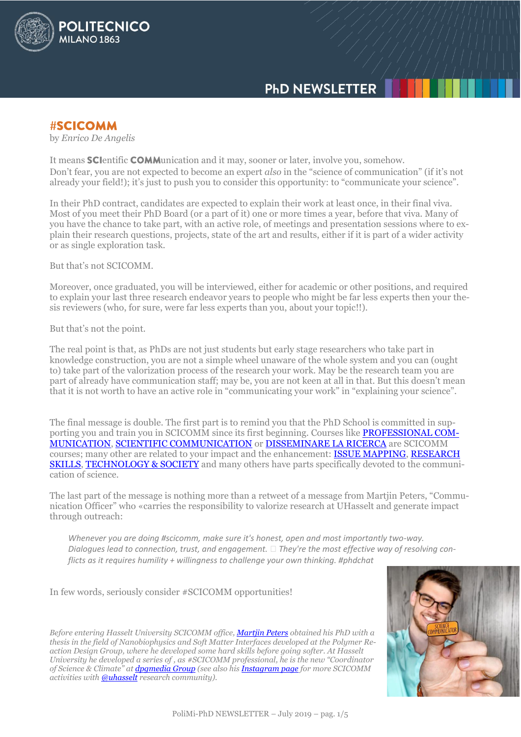# #SCICOMM

by *Enrico De Angelis*

It means **SCI**entific **COMM**unication and it may, sooner or later, involve you, somehow.
Don't fear, you are not expected to become an expert *also* in the "science of communication" (if it's not already your field!); it's just to push you to consider this opportunity: to "communicate your science".

In their PhD contract, candidates are expected to explain their work at least once, in their final viva. Most of you meet their PhD Board (or a part of it) one or more times a year, before that viva. Many of you have the chance to take part, with an active role, of meetings and presentation sessions where to explain their research questions, projects, state of the art and results, either if it is part of a wider activity or as single exploration task.

But that's not SCICOMM.

Moreover, once graduated, you will be interviewed, either for academic or other positions, and required to explain your last three research endeavor years to people who might be far less experts then your thesis reviewers (who, for sure, were far less experts than you, about your topic!!).

But that's not the point.

The real point is that, as PhDs are not just students but early stage researchers who take part in knowledge construction, you are not a simple wheel unaware of the whole system and you can (ought to) take part of the valorization process of the research your work. May be the research team you are part of already have communication staff; may be, you are not keen at all in that. But this doesn't mean that it is not worth to have an active role in "communicating your work" in "explaining your science".

The final message is double. The first part is to remind you that the PhD School is committed in supporting you and train you in SCICOMM since its first beginning. Courses like PROFESSIONAL COMMUNICATION, SCIENTIFIC COMMUNICATION or DISSEMINARE LA RICERCA are SCICOMM courses; many other are related to your impact and the enhancement: ISSUE MAPPING, RESEARCH SKILLS, TECHNOLOGY & SOCIETY and many others have parts specifically devoted to the communication of science.

The last part of the message is nothing more than a retweet of a message from Martjin Peters, "Communication Officer" who «carries the responsibility to valorize research at UHasselt and generate impact through outreach:

> *Whenever you are doing #scicomm, make sure it's honest, open and most importantly two-way. Dialogues lead to connection, trust, and engagement. □ They're the most effective way of resolving conflicts as it requires humility + willingness to challenge your own thinking. #phdchat*

In few words, seriously consider #SCICOMM opportunities!

*Before entering Hasselt University SCICOMM office, Martjin Peters obtained his PhD with a thesis in the field of Nanobiophysics and Soft Matter Interfaces developed at the Polymer Reaction Design Group, where he developed some hard skills before going softer. At Hasselt University he developed a series of , as #SCICOMM professional, he is the new "Coordinator of Science & Climate" at dpgmedia Group (see also his Instagram page for more SCICOMM activities with @uhasselt research community).*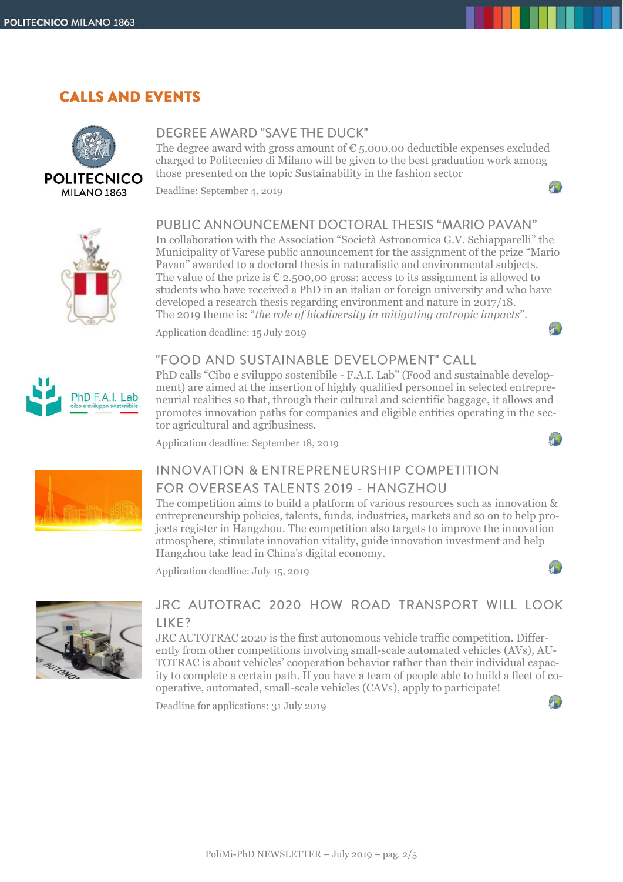## CALLS AND EVENTS

### DEGREE AWARD "SAVE THE DUCK"

The degree award with gross amount of € 5,000.00 deductible expenses excluded charged to Politecnico di Milano will be given to the best graduation work among those presented on the topic Sustainability in the fashion sector

Deadline: September 4, 2019

### PUBLIC ANNOUNCEMENT DOCTORAL THESIS "MARIO PAVAN"

In collaboration with the Association "Società Astronomica G.V. Schiapparelli" the Municipality of Varese public announcement for the assignment of the prize "Mario Pavan" awarded to a doctoral thesis in naturalistic and environmental subjects. The value of the prize is € 2.500,00 gross: access to its assignment is allowed to students who have received a PhD in an italian or foreign university and who have developed a research thesis regarding environment and nature in 2017/18. The 2019 theme is: "*the role of biodiversity in mitigating antropic impacts*".

Application deadline: 15 July 2019

### "FOOD AND SUSTAINABLE DEVELOPMENT" CALL

PhD calls "Cibo e sviluppo sostenibile - F.A.I. Lab" (Food and sustainable development) are aimed at the insertion of highly qualified personnel in selected entrepreneurial realities so that, through their cultural and scientific baggage, it allows and promotes innovation paths for companies and eligible entities operating in the sector agricultural and agribusiness.

Application deadline: September 18, 2019

### INNOVATION & ENTREPRENEURSHIP COMPETITION FOR OVERSEAS TALENTS 2019 - HANGZHOU

The competition aims to build a platform of various resources such as innovation & entrepreneurship policies, talents, funds, industries, markets and so on to help projects register in Hangzhou. The competition also targets to improve the innovation atmosphere, stimulate innovation vitality, guide innovation investment and help Hangzhou take lead in China's digital economy.

Application deadline: July 15, 2019

### JRC AUTOTRAC 2020 HOW ROAD TRANSPORT WILL LOOK LIKE?

JRC AUTOTRAC 2020 is the first autonomous vehicle traffic competition. Differently from other competitions involving small-scale automated vehicles (AVs), AUTOTRAC is about vehicles' cooperation behavior rather than their individual capacity to complete a certain path. If you have a team of people able to build a fleet of cooperative, automated, small-scale vehicles (CAVs), apply to participate!

Deadline for applications: 31 July 2019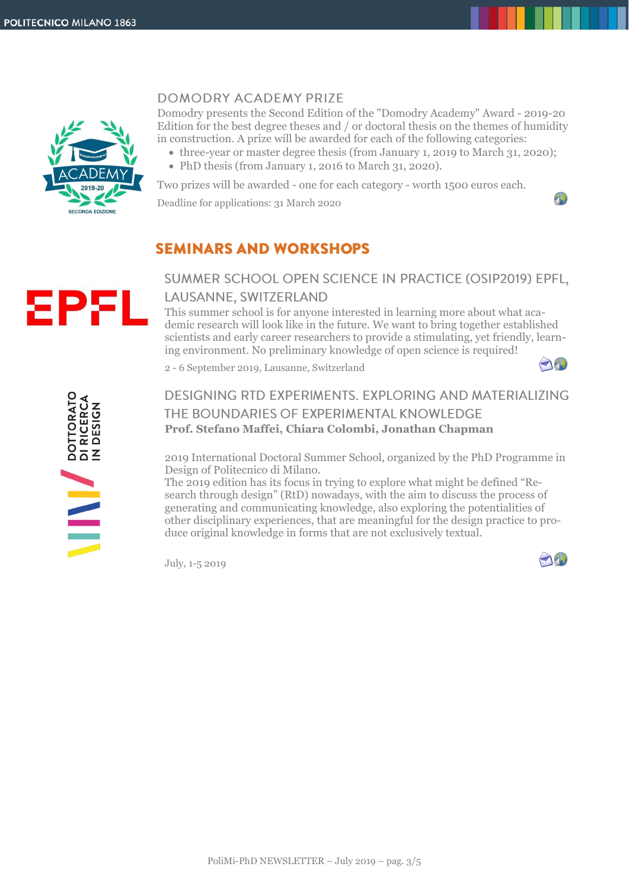### DOMODRY ACADEMY PRIZE

Domodry presents the Second Edition of the "Domodry Academy" Award - 2019-20 Edition for the best degree theses and / or doctoral thesis on the themes of humidity in construction. A prize will be awarded for each of the following categories:

- three-year or master degree thesis (from January 1, 2019 to March 31, 2020);
- PhD thesis (from January 1, 2016 to March 31, 2020).

Two prizes will be awarded - one for each category - worth 1500 euros each.

Deadline for applications: 31 March 2020

## SEMINARS AND WORKSHOPS

### SUMMER SCHOOL OPEN SCIENCE IN PRACTICE (OSIP2019) EPFL, LAUSANNE, SWITZERLAND

This summer school is for anyone interested in learning more about what academic research will look like in the future. We want to bring together established scientists and early career researchers to provide a stimulating, yet friendly, learning environment. No preliminary knowledge of open science is required!

2 - 6 September 2019, Lausanne, Switzerland

### DESIGNING RTD EXPERIMENTS. EXPLORING AND MATERIALIZING THE BOUNDARIES OF EXPERIMENTAL KNOWLEDGE

**Prof. Stefano Maffei, Chiara Colombi, Jonathan Chapman**

2019 International Doctoral Summer School, organized by the PhD Programme in Design of Politecnico di Milano.

The 2019 edition has its focus in trying to explore what might be defined "Research through design" (RtD) nowadays, with the aim to discuss the process of generating and communicating knowledge, also exploring the potentialities of other disciplinary experiences, that are meaningful for the design practice to produce original knowledge in forms that are not exclusively textual.

July, 1-5 2019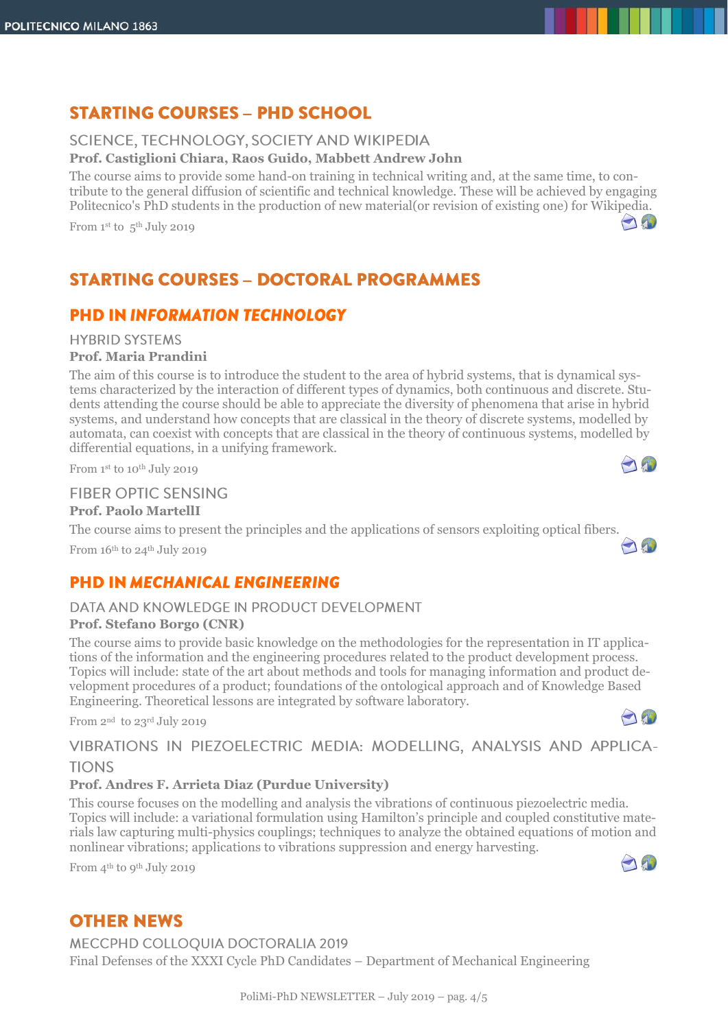# STARTING COURSES – PHD SCHOOL

### SCIENCE, TECHNOLOGY, SOCIETY AND WIKIPEDIA

**Prof. Castiglioni Chiara, Raos Guido, Mabbett Andrew John**

The course aims to provide some hand-on training in technical writing and, at the same time, to contribute to the general diffusion of scientific and technical knowledge. These will be achieved by engaging Politecnico's PhD students in the production of new material(or revision of existing one) for Wikipedia.

From 1st to 5th July 2019

# STARTING COURSES – DOCTORAL PROGRAMMES

## PHD IN *INFORMATION TECHNOLOGY*

### HYBRID SYSTEMS

**Prof. Maria Prandini**

The aim of this course is to introduce the student to the area of hybrid systems, that is dynamical systems characterized by the interaction of different types of dynamics, both continuous and discrete. Students attending the course should be able to appreciate the diversity of phenomena that arise in hybrid systems, and understand how concepts that are classical in the theory of discrete systems, modelled by automata, can coexist with concepts that are classical in the theory of continuous systems, modelled by differential equations, in a unifying framework.

From 1st to 10th July 2019

### FIBER OPTIC SENSING

**Prof. Paolo MartellI**

The course aims to present the principles and the applications of sensors exploiting optical fibers.

From 16th to 24th July 2019

## PHD IN *MECHANICAL ENGINEERING*

### DATA AND KNOWLEDGE IN PRODUCT DEVELOPMENT

**Prof. Stefano Borgo (CNR)**

The course aims to provide basic knowledge on the methodologies for the representation in IT applications of the information and the engineering procedures related to the product development process. Topics will include: state of the art about methods and tools for managing information and product development procedures of a product; foundations of the ontological approach and of Knowledge Based Engineering. Theoretical lessons are integrated by software laboratory.

From 2nd to 23rd July 2019

### VIBRATIONS IN PIEZOELECTRIC MEDIA: MODELLING, ANALYSIS AND APPLICATIONS

**Prof. Andres F. Arrieta Diaz (Purdue University)**

This course focuses on the modelling and analysis the vibrations of continuous piezoelectric media. Topics will include: a variational formulation using Hamilton's principle and coupled constitutive materials law capturing multi-physics couplings; techniques to analyze the obtained equations of motion and nonlinear vibrations; applications to vibrations suppression and energy harvesting.

From 4th to 9th July 2019

# OTHER NEWS

### MECCPHD COLLOQUIA DOCTORALIA 2019

Final Defenses of the XXXI Cycle PhD Candidates – Department of Mechanical Engineering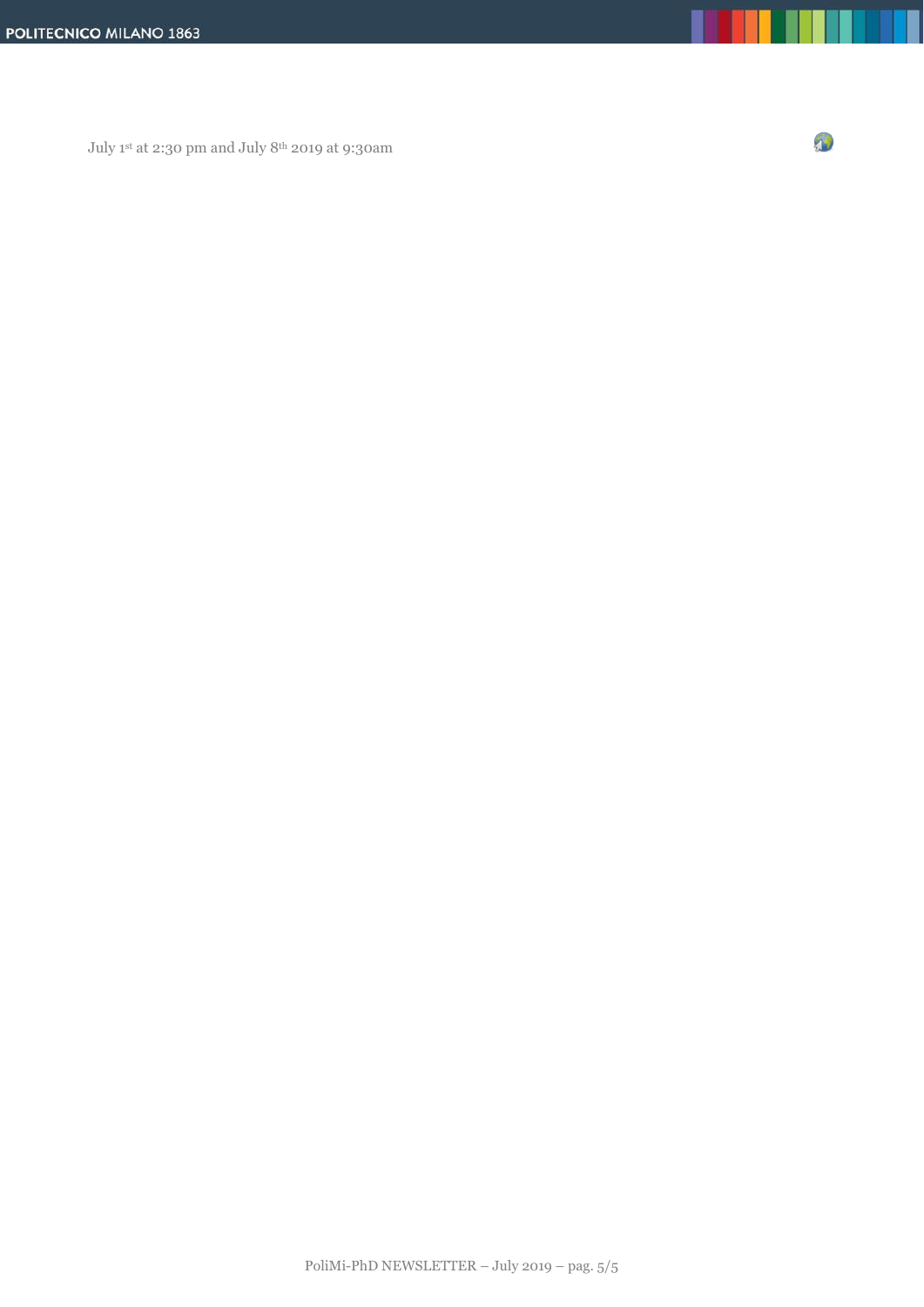July 1st at 2:30 pm and July 8th 2019 at 9:30am